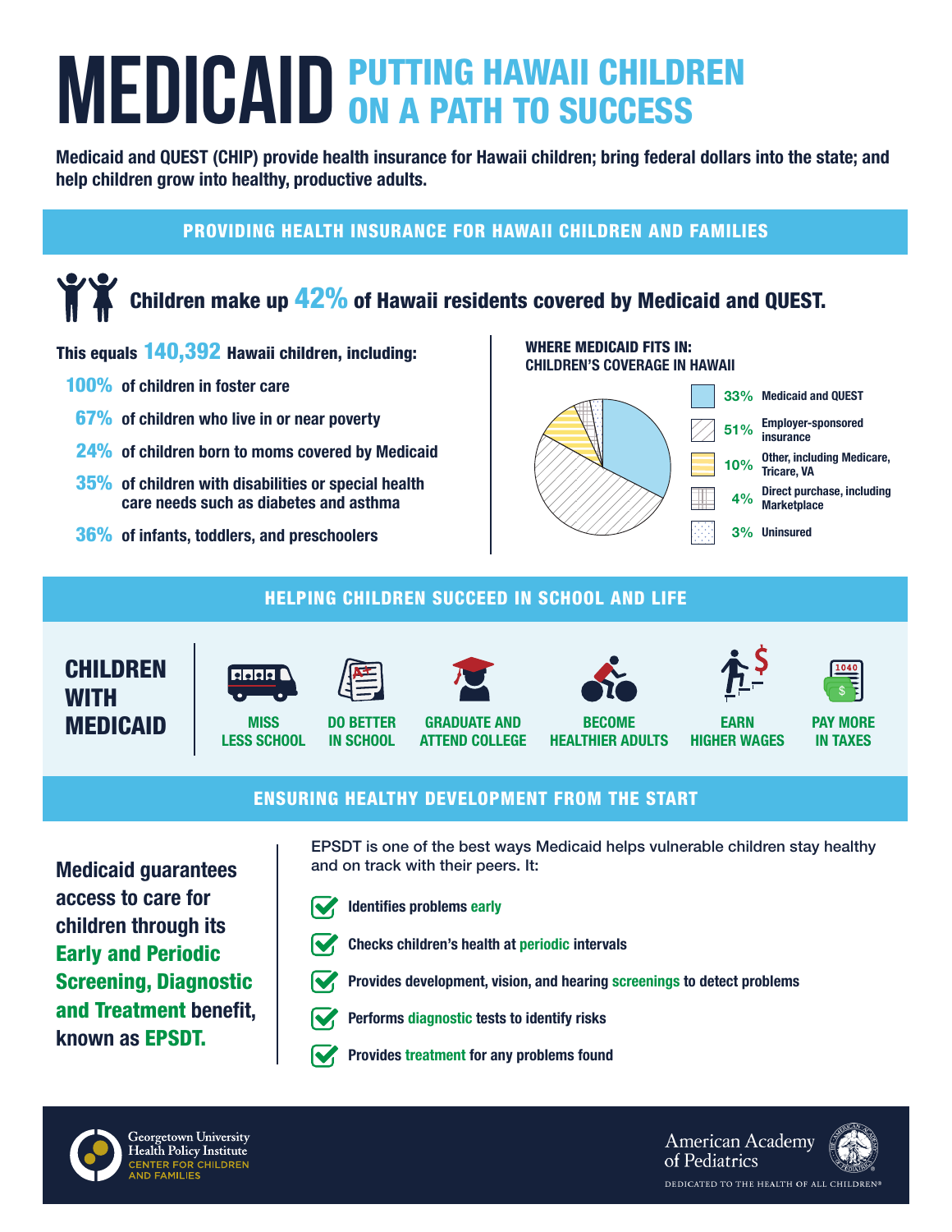# MEDICAID PUTTING HAWAII CHILDREN ON A PATH TO SUCCESS

**Medicaid and QUEST (CHIP) provide health insurance for Hawaii children; bring federal dollars into the state; and help children grow into healthy, productive adults.**

## PROVIDING HEALTH INSURANCE FOR HAWAII CHILDREN AND FAMILIES

**Children make up 42% of Hawaii residents covered by Medicaid and QUEST.**

**This equals 140,392 Hawaii children, including:**

- **100%** of children in foster care
- **67%** of children who live in or near poverty
- **24%** of children born to moms covered by Medicaid
- **35%** of children with disabilities or special health care needs such as diabetes and asthma
- **36%** of infants, toddlers, and preschoolers

**WHERE MEDICAID FITS IN: CHILDREN'S COVERAGE IN HAWAII**

| Coverage | Percent |
|---|---|
| Medicaid and QUEST | 33% |
| Employer-sponsored insurance | 51% |
| Other, including Medicare, Tricare, VA | 10% |
| Direct purchase, including Marketplace | 4% |
| Uninsured | 3% |

## HELPING CHILDREN SUCCEED IN SCHOOL AND LIFE

**CHILDREN WITH MEDICAID**

- MISS LESS SCHOOL
- DO BETTER IN SCHOOL
- GRADUATE AND ATTEND COLLEGE
- BECOME HEALTHIER ADULTS
- EARN HIGHER WAGES
- PAY MORE IN TAXES

## ENSURING HEALTHY DEVELOPMENT FROM THE START

**Medicaid guarantees access to care for children through its Early and Periodic Screening, Diagnostic and Treatment benefit, known as EPSDT.**

EPSDT is one of the best ways Medicaid helps vulnerable children stay healthy and on track with their peers. It:

- **Identifies problems early**
- **Checks children's health at periodic intervals**
- **Provides development, vision, and hearing screenings to detect problems**
- **Performs diagnostic tests to identify risks**
- **Provides treatment for any problems found**

Georgetown University Health Policy Institute
CENTER FOR CHILDREN AND FAMILIES

American Academy of Pediatrics
DEDICATED TO THE HEALTH OF ALL CHILDREN®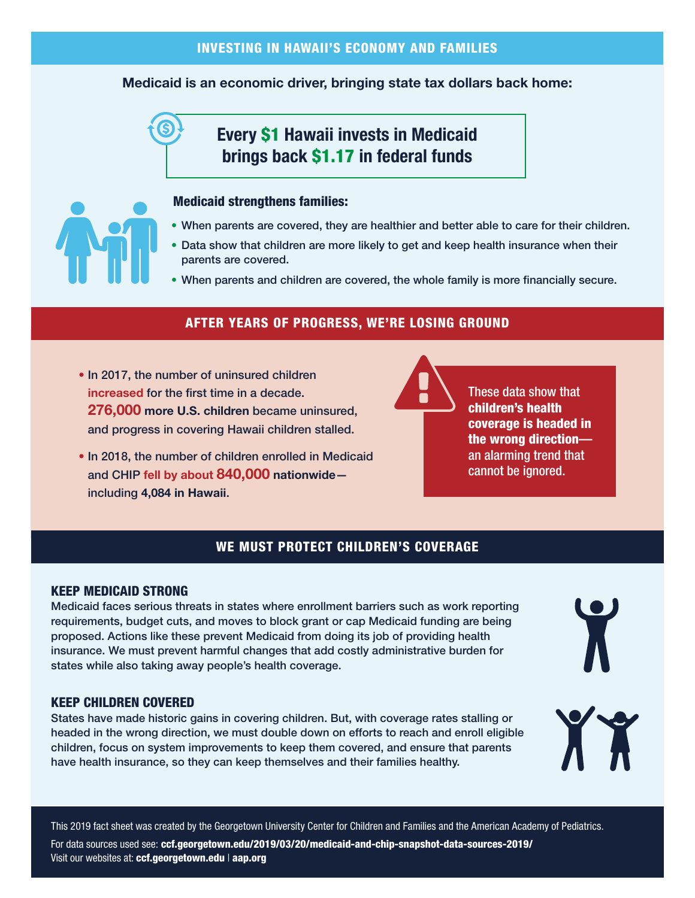## INVESTING IN HAWAII'S ECONOMY AND FAMILIES

**Medicaid is an economic driver, bringing state tax dollars back home:**

**Every $1 Hawaii invests in Medicaid brings back $1.17 in federal funds**

### Medicaid strengthens families:

- When parents are covered, they are healthier and better able to care for their children.
- Data show that children are more likely to get and keep health insurance when their parents are covered.
- When parents and children are covered, the whole family is more financially secure.

## AFTER YEARS OF PROGRESS, WE'RE LOSING GROUND

- In 2017, the number of uninsured children **increased** for the first time in a decade. **276,000 more U.S. children** became uninsured, and progress in covering Hawaii children stalled.
- In 2018, the number of children enrolled in Medicaid and CHIP **fell by about 840,000 nationwide**—including **4,084 in Hawaii.**

These data show that **children's health coverage is headed in the wrong direction**—an alarming trend that cannot be ignored.

## WE MUST PROTECT CHILDREN'S COVERAGE

### KEEP MEDICAID STRONG

Medicaid faces serious threats in states where enrollment barriers such as work reporting requirements, budget cuts, and moves to block grant or cap Medicaid funding are being proposed. Actions like these prevent Medicaid from doing its job of providing health insurance. We must prevent harmful changes that add costly administrative burden for states while also taking away people's health coverage.

### KEEP CHILDREN COVERED

States have made historic gains in covering children. But, with coverage rates stalling or headed in the wrong direction, we must double down on efforts to reach and enroll eligible children, focus on system improvements to keep them covered, and ensure that parents have health insurance, so they can keep themselves and their families healthy.

This 2019 fact sheet was created by the Georgetown University Center for Children and Families and the American Academy of Pediatrics.

For data sources used see: **ccf.georgetown.edu/2019/03/20/medicaid-and-chip-snapshot-data-sources-2019/**

Visit our websites at: **ccf.georgetown.edu** | **aap.org**